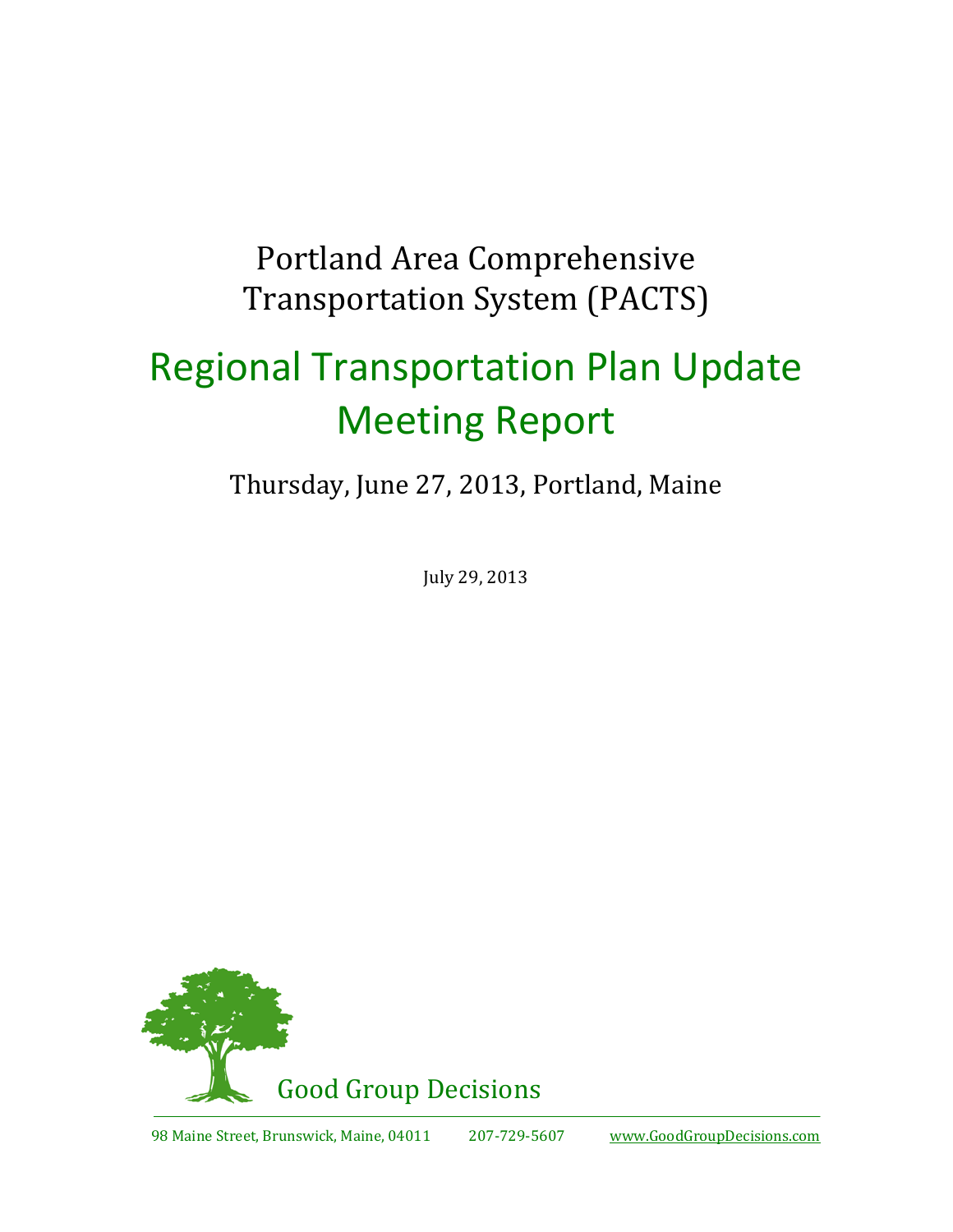# Portland Area Comprehensive Transportation System (PACTS)

# Regional Transportation Plan Update Meeting Report

## Thursday, June 27, 2013, Portland, Maine

July 29, 2013

Good Group Decisions

98 Maine Street, Brunswick, Maine, 04011 207-729-5607 www.GoodGroupDecisions.com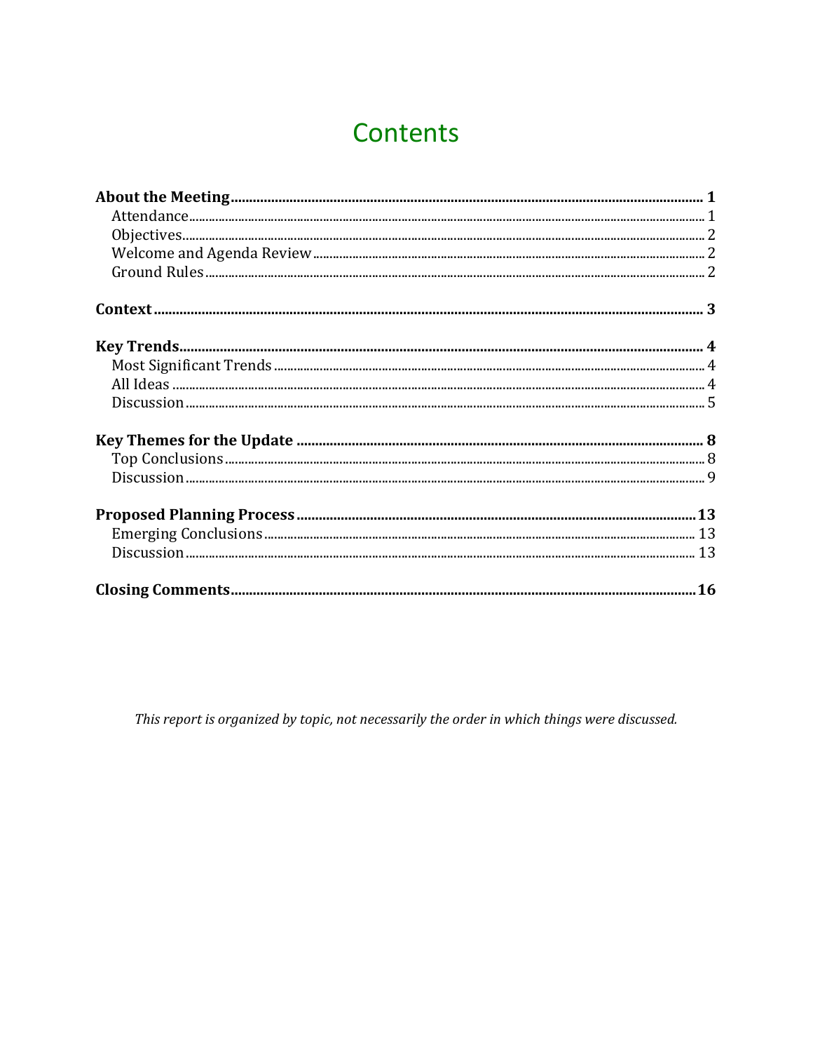# Contents

**About the Meeting** .......... **1**
- Attendance .......... 1
- Objectives .......... 2
- Welcome and Agenda Review .......... 2
- Ground Rules .......... 2

**Context** .......... **3**

**Key Trends** .......... **4**
- Most Significant Trends .......... 4
- All Ideas .......... 4
- Discussion .......... 5

**Key Themes for the Update** .......... **8**
- Top Conclusions .......... 8
- Discussion .......... 9

**Proposed Planning Process** .......... **13**
- Emerging Conclusions .......... 13
- Discussion .......... 13

**Closing Comments** .......... **16**

*This report is organized by topic, not necessarily the order in which things were discussed.*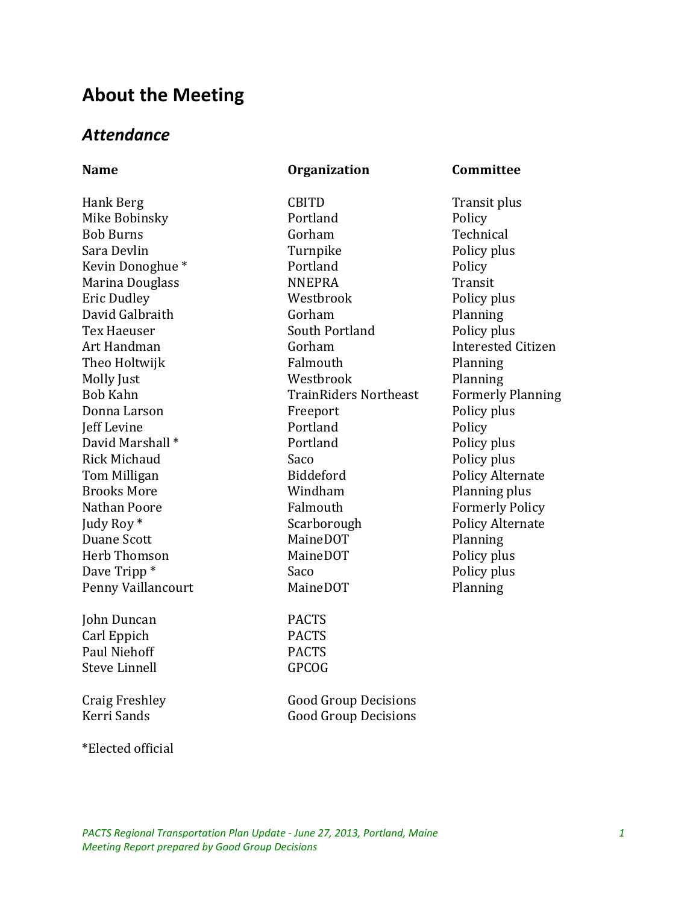# About the Meeting

## *Attendance*

| Name | Organization | Committee |
|---|---|---|
| Hank Berg | CBITD | Transit plus |
| Mike Bobinsky | Portland | Policy |
| Bob Burns | Gorham | Technical |
| Sara Devlin | Turnpike | Policy plus |
| Kevin Donoghue * | Portland | Policy |
| Marina Douglass | NNEPRA | Transit |
| Eric Dudley | Westbrook | Policy plus |
| David Galbraith | Gorham | Planning |
| Tex Haeuser | South Portland | Policy plus |
| Art Handman | Gorham | Interested Citizen |
| Theo Holtwijk | Falmouth | Planning |
| Molly Just | Westbrook | Planning |
| Bob Kahn | TrainRiders Northeast | Formerly Planning |
| Donna Larson | Freeport | Policy plus |
| Jeff Levine | Portland | Policy |
| David Marshall * | Portland | Policy plus |
| Rick Michaud | Saco | Policy plus |
| Tom Milligan | Biddeford | Policy Alternate |
| Brooks More | Windham | Planning plus |
| Nathan Poore | Falmouth | Formerly Policy |
| Judy Roy * | Scarborough | Policy Alternate |
| Duane Scott | MaineDOT | Planning |
| Herb Thomson | MaineDOT | Policy plus |
| Dave Tripp * | Saco | Policy plus |
| Penny Vaillancourt | MaineDOT | Planning |
| | | |
| John Duncan | PACTS | |
| Carl Eppich | PACTS | |
| Paul Niehoff | PACTS | |
| Steve Linnell | GPCOG | |
| | | |
| Craig Freshley | Good Group Decisions | |
| Kerri Sands | Good Group Decisions | |

*Elected official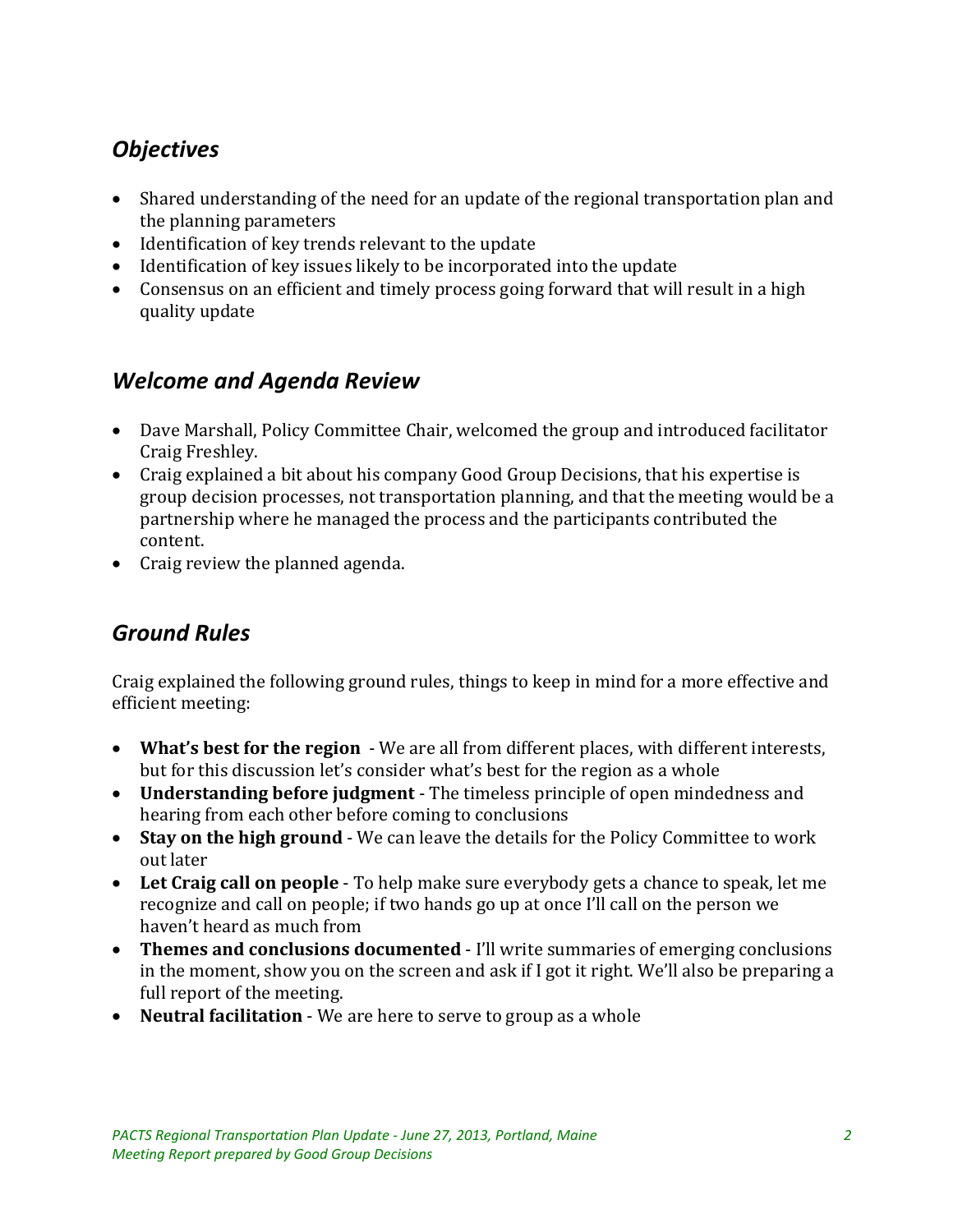## *Objectives*

- Shared understanding of the need for an update of the regional transportation plan and the planning parameters
- Identification of key trends relevant to the update
- Identification of key issues likely to be incorporated into the update
- Consensus on an efficient and timely process going forward that will result in a high quality update

## *Welcome and Agenda Review*

- Dave Marshall, Policy Committee Chair, welcomed the group and introduced facilitator Craig Freshley.
- Craig explained a bit about his company Good Group Decisions, that his expertise is group decision processes, not transportation planning, and that the meeting would be a partnership where he managed the process and the participants contributed the content.
- Craig review the planned agenda.

## *Ground Rules*

Craig explained the following ground rules, things to keep in mind for a more effective and efficient meeting:

- **What's best for the region** - We are all from different places, with different interests, but for this discussion let's consider what's best for the region as a whole
- **Understanding before judgment** - The timeless principle of open mindedness and hearing from each other before coming to conclusions
- **Stay on the high ground** - We can leave the details for the Policy Committee to work out later
- **Let Craig call on people** - To help make sure everybody gets a chance to speak, let me recognize and call on people; if two hands go up at once I'll call on the person we haven't heard as much from
- **Themes and conclusions documented** - I'll write summaries of emerging conclusions in the moment, show you on the screen and ask if I got it right. We'll also be preparing a full report of the meeting.
- **Neutral facilitation** - We are here to serve to group as a whole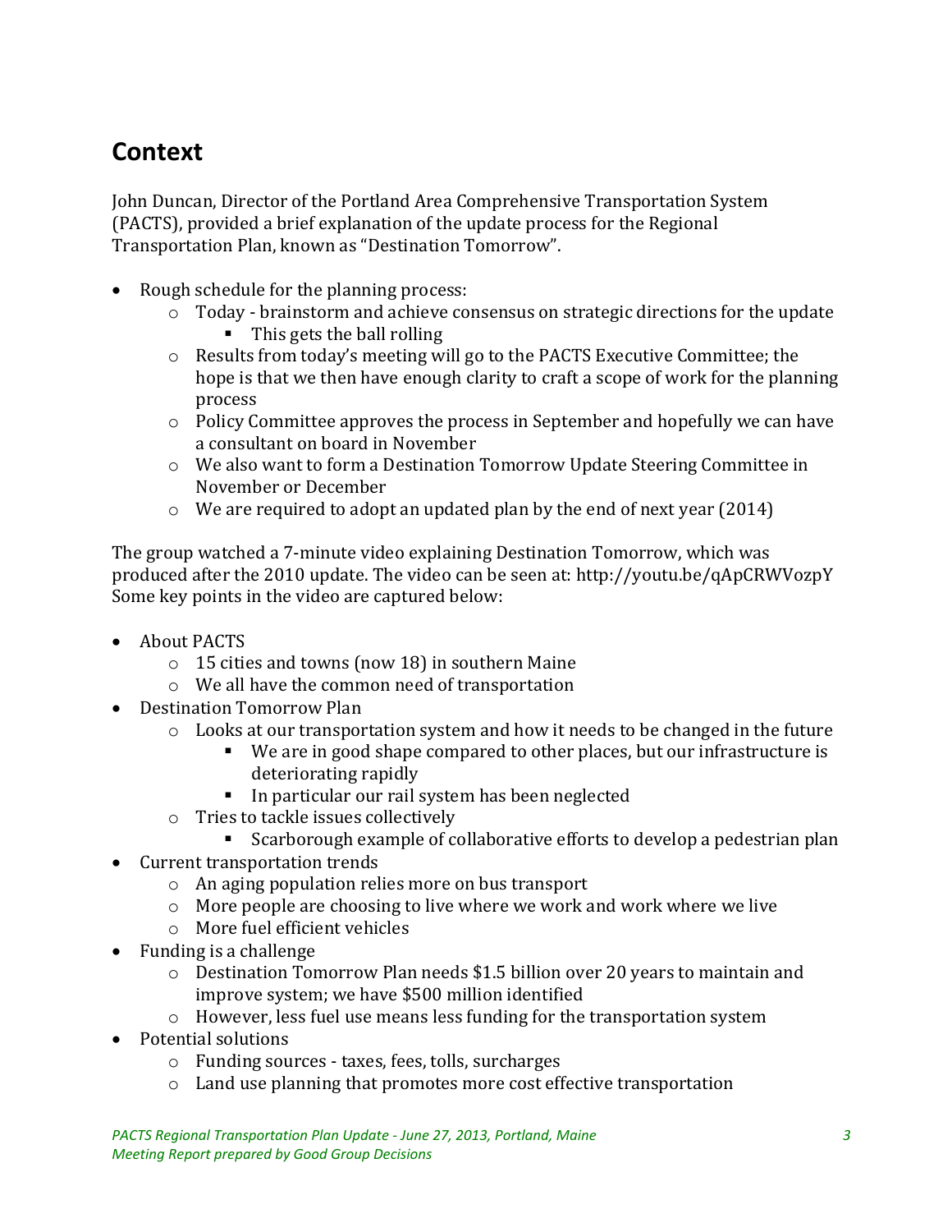## Context

John Duncan, Director of the Portland Area Comprehensive Transportation System (PACTS), provided a brief explanation of the update process for the Regional Transportation Plan, known as "Destination Tomorrow".

- Rough schedule for the planning process:
  - Today - brainstorm and achieve consensus on strategic directions for the update
    - This gets the ball rolling
  - Results from today's meeting will go to the PACTS Executive Committee; the hope is that we then have enough clarity to craft a scope of work for the planning process
  - Policy Committee approves the process in September and hopefully we can have a consultant on board in November
  - We also want to form a Destination Tomorrow Update Steering Committee in November or December
  - We are required to adopt an updated plan by the end of next year (2014)

The group watched a 7-minute video explaining Destination Tomorrow, which was produced after the 2010 update. The video can be seen at: http://youtu.be/qApCRWVozpY Some key points in the video are captured below:

- About PACTS
  - 15 cities and towns (now 18) in southern Maine
  - We all have the common need of transportation
- Destination Tomorrow Plan
  - Looks at our transportation system and how it needs to be changed in the future
    - We are in good shape compared to other places, but our infrastructure is deteriorating rapidly
    - In particular our rail system has been neglected
  - Tries to tackle issues collectively
    - Scarborough example of collaborative efforts to develop a pedestrian plan
- Current transportation trends
  - An aging population relies more on bus transport
  - More people are choosing to live where we work and work where we live
  - More fuel efficient vehicles
- Funding is a challenge
  - Destination Tomorrow Plan needs $1.5 billion over 20 years to maintain and improve system; we have $500 million identified
  - However, less fuel use means less funding for the transportation system
- Potential solutions
  - Funding sources - taxes, fees, tolls, surcharges
  - Land use planning that promotes more cost effective transportation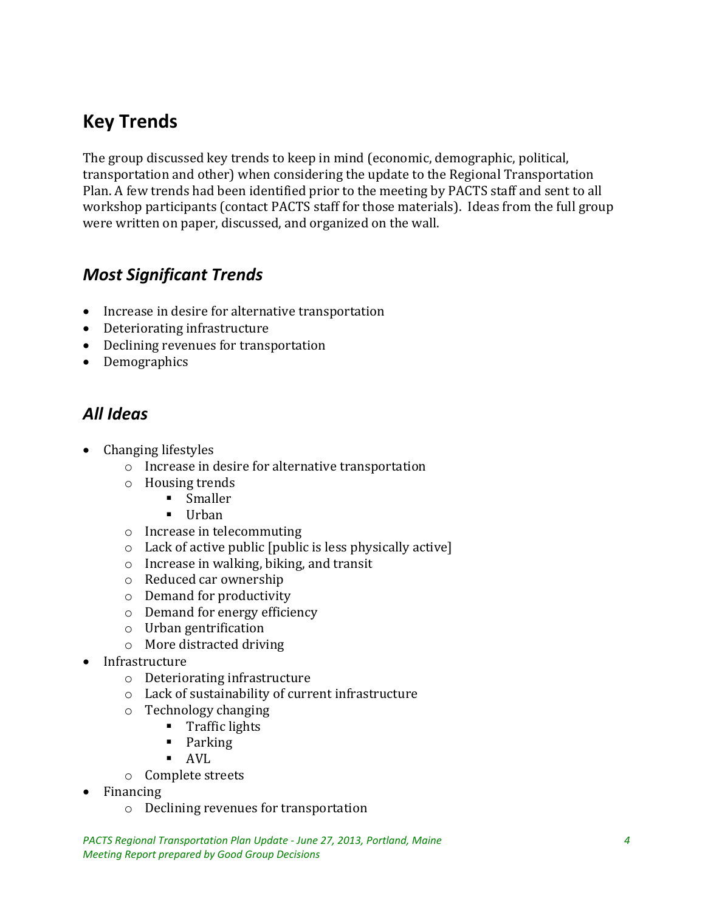## Key Trends

The group discussed key trends to keep in mind (economic, demographic, political, transportation and other) when considering the update to the Regional Transportation Plan. A few trends had been identified prior to the meeting by PACTS staff and sent to all workshop participants (contact PACTS staff for those materials). Ideas from the full group were written on paper, discussed, and organized on the wall.

### *Most Significant Trends*

- Increase in desire for alternative transportation
- Deteriorating infrastructure
- Declining revenues for transportation
- Demographics

### *All Ideas*

- Changing lifestyles
  - Increase in desire for alternative transportation
  - Housing trends
    - Smaller
    - Urban
  - Increase in telecommuting
  - Lack of active public [public is less physically active]
  - Increase in walking, biking, and transit
  - Reduced car ownership
  - Demand for productivity
  - Demand for energy efficiency
  - Urban gentrification
  - More distracted driving
- Infrastructure
  - Deteriorating infrastructure
  - Lack of sustainability of current infrastructure
  - Technology changing
    - Traffic lights
    - Parking
    - AVL
  - Complete streets
- Financing
  - Declining revenues for transportation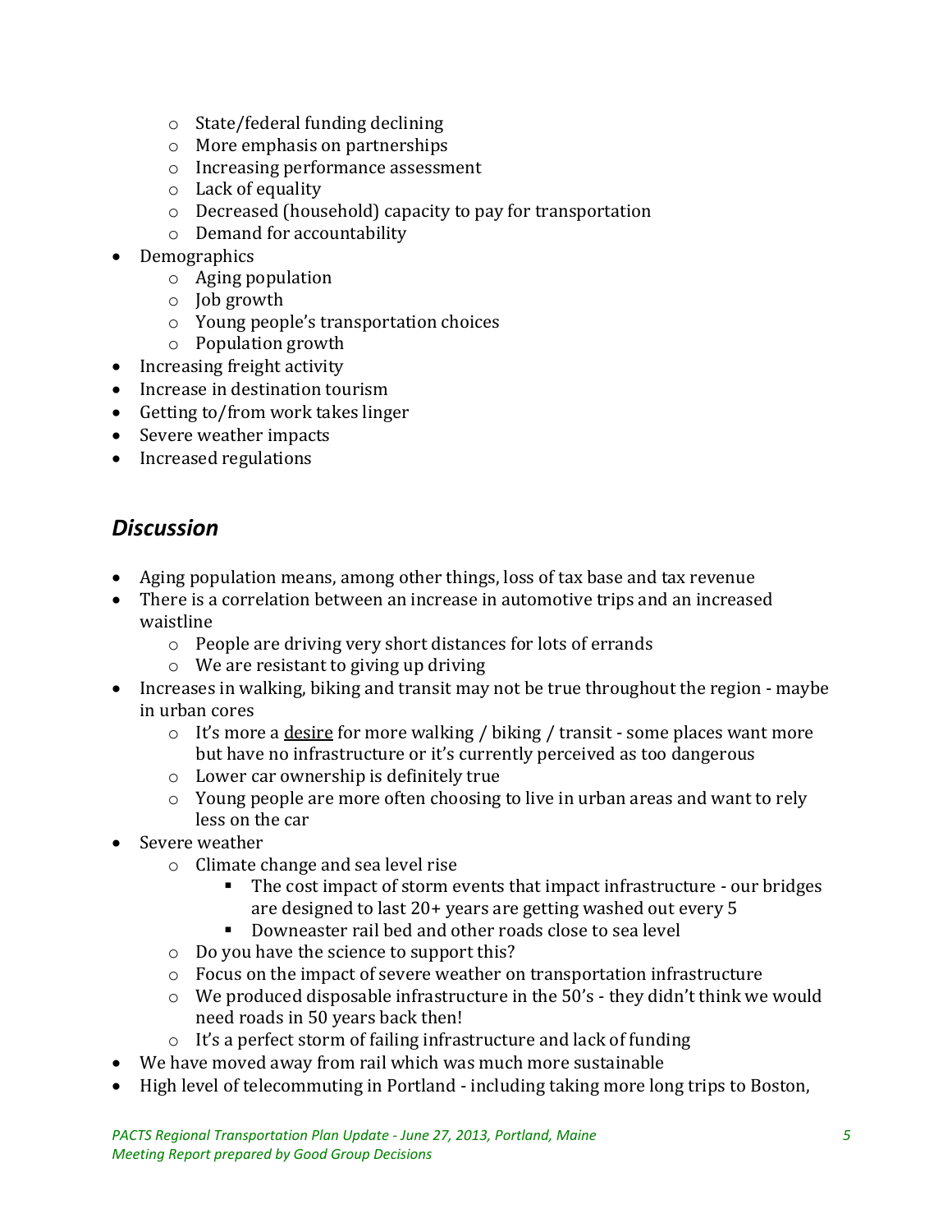- State/federal funding declining
  - More emphasis on partnerships
  - Increasing performance assessment
  - Lack of equality
  - Decreased (household) capacity to pay for transportation
  - Demand for accountability
- Demographics
  - Aging population
  - Job growth
  - Young people's transportation choices
  - Population growth
- Increasing freight activity
- Increase in destination tourism
- Getting to/from work takes linger
- Severe weather impacts
- Increased regulations

## *Discussion*

- Aging population means, among other things, loss of tax base and tax revenue
- There is a correlation between an increase in automotive trips and an increased waistline
  - People are driving very short distances for lots of errands
  - We are resistant to giving up driving
- Increases in walking, biking and transit may not be true throughout the region - maybe in urban cores
  - It's more a <u>desire</u> for more walking / biking / transit - some places want more but have no infrastructure or it's currently perceived as too dangerous
  - Lower car ownership is definitely true
  - Young people are more often choosing to live in urban areas and want to rely less on the car
- Severe weather
  - Climate change and sea level rise
    - The cost impact of storm events that impact infrastructure - our bridges are designed to last 20+ years are getting washed out every 5
    - Downeaster rail bed and other roads close to sea level
  - Do you have the science to support this?
  - Focus on the impact of severe weather on transportation infrastructure
  - We produced disposable infrastructure in the 50's - they didn't think we would need roads in 50 years back then!
  - It's a perfect storm of failing infrastructure and lack of funding
- We have moved away from rail which was much more sustainable
- High level of telecommuting in Portland - including taking more long trips to Boston,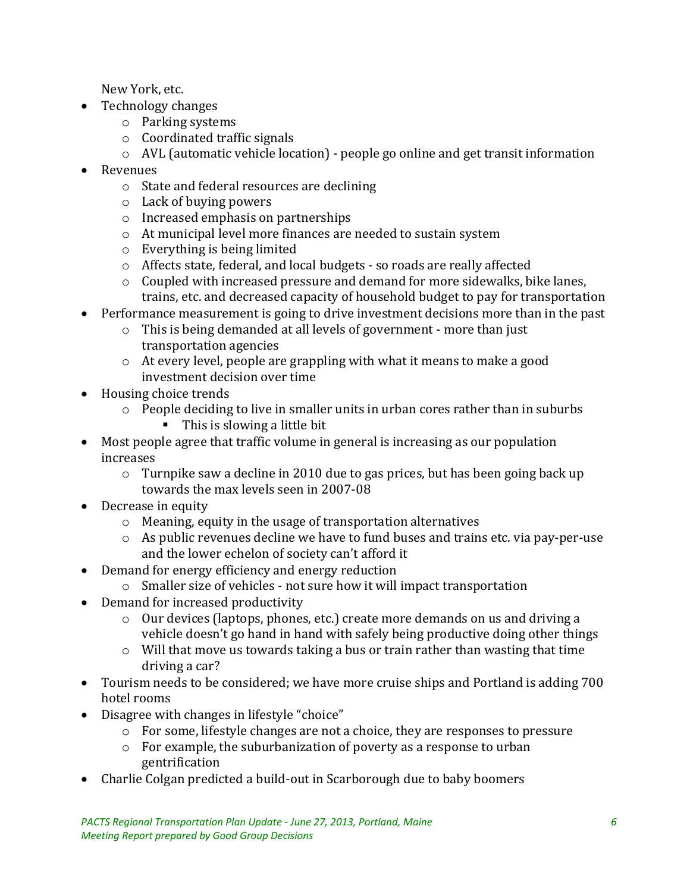New York, etc.

- Technology changes
  - Parking systems
  - Coordinated traffic signals
  - AVL (automatic vehicle location) - people go online and get transit information
- Revenues
  - State and federal resources are declining
  - Lack of buying powers
  - Increased emphasis on partnerships
  - At municipal level more finances are needed to sustain system
  - Everything is being limited
  - Affects state, federal, and local budgets - so roads are really affected
  - Coupled with increased pressure and demand for more sidewalks, bike lanes, trains, etc. and decreased capacity of household budget to pay for transportation
- Performance measurement is going to drive investment decisions more than in the past
  - This is being demanded at all levels of government - more than just transportation agencies
  - At every level, people are grappling with what it means to make a good investment decision over time
- Housing choice trends
  - People deciding to live in smaller units in urban cores rather than in suburbs
    - This is slowing a little bit
- Most people agree that traffic volume in general is increasing as our population increases
  - Turnpike saw a decline in 2010 due to gas prices, but has been going back up towards the max levels seen in 2007-08
- Decrease in equity
  - Meaning, equity in the usage of transportation alternatives
  - As public revenues decline we have to fund buses and trains etc. via pay-per-use and the lower echelon of society can't afford it
- Demand for energy efficiency and energy reduction
  - Smaller size of vehicles - not sure how it will impact transportation
- Demand for increased productivity
  - Our devices (laptops, phones, etc.) create more demands on us and driving a vehicle doesn't go hand in hand with safely being productive doing other things
  - Will that move us towards taking a bus or train rather than wasting that time driving a car?
- Tourism needs to be considered; we have more cruise ships and Portland is adding 700 hotel rooms
- Disagree with changes in lifestyle "choice"
  - For some, lifestyle changes are not a choice, they are responses to pressure
  - For example, the suburbanization of poverty as a response to urban gentrification
- Charlie Colgan predicted a build-out in Scarborough due to baby boomers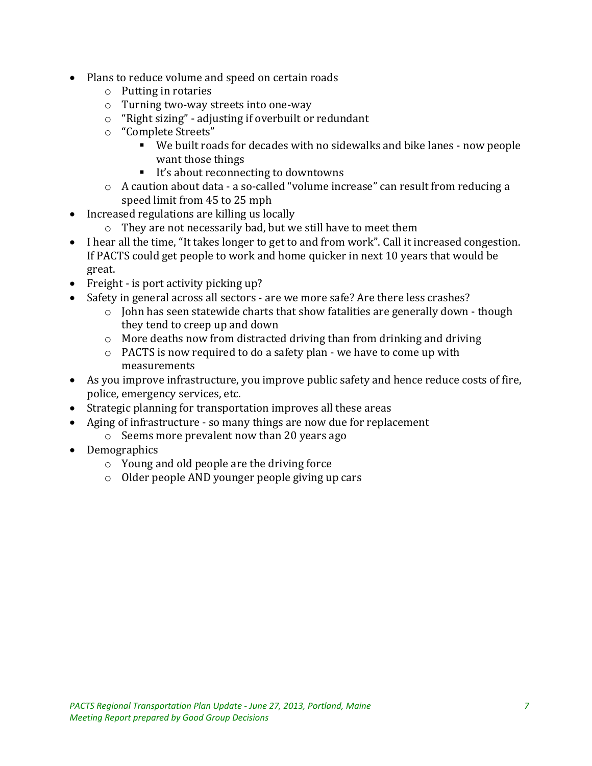- Plans to reduce volume and speed on certain roads
    - Putting in rotaries
    - Turning two-way streets into one-way
    - "Right sizing" - adjusting if overbuilt or redundant
    - "Complete Streets"
        - We built roads for decades with no sidewalks and bike lanes - now people want those things
        - It's about reconnecting to downtowns
    - A caution about data - a so-called "volume increase" can result from reducing a speed limit from 45 to 25 mph
- Increased regulations are killing us locally
    - They are not necessarily bad, but we still have to meet them
- I hear all the time, "It takes longer to get to and from work". Call it increased congestion. If PACTS could get people to work and home quicker in next 10 years that would be great.
- Freight - is port activity picking up?
- Safety in general across all sectors - are we more safe? Are there less crashes?
    - John has seen statewide charts that show fatalities are generally down - though they tend to creep up and down
    - More deaths now from distracted driving than from drinking and driving
    - PACTS is now required to do a safety plan - we have to come up with measurements
- As you improve infrastructure, you improve public safety and hence reduce costs of fire, police, emergency services, etc.
- Strategic planning for transportation improves all these areas
- Aging of infrastructure - so many things are now due for replacement
    - Seems more prevalent now than 20 years ago
- Demographics
    - Young and old people are the driving force
    - Older people AND younger people giving up cars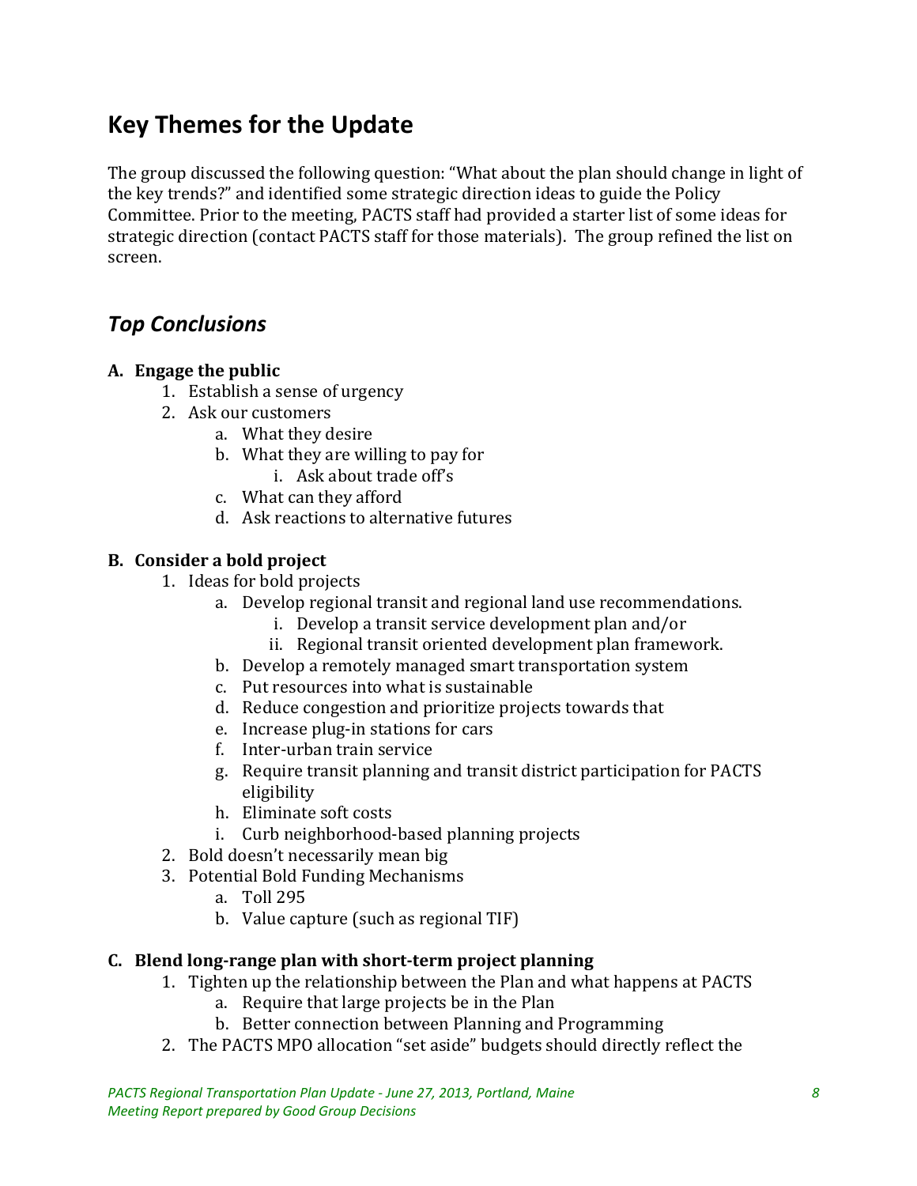## Key Themes for the Update

The group discussed the following question: "What about the plan should change in light of the key trends?" and identified some strategic direction ideas to guide the Policy Committee. Prior to the meeting, PACTS staff had provided a starter list of some ideas for strategic direction (contact PACTS staff for those materials). The group refined the list on screen.

### *Top Conclusions*

**A. Engage the public**

1. Establish a sense of urgency
2. Ask our customers
    a. What they desire
    b. What they are willing to pay for
        i. Ask about trade off's
    c. What can they afford
    d. Ask reactions to alternative futures

**B. Consider a bold project**

1. Ideas for bold projects
    a. Develop regional transit and regional land use recommendations.
        i. Develop a transit service development plan and/or
        ii. Regional transit oriented development plan framework.
    b. Develop a remotely managed smart transportation system
    c. Put resources into what is sustainable
    d. Reduce congestion and prioritize projects towards that
    e. Increase plug-in stations for cars
    f. Inter-urban train service
    g. Require transit planning and transit district participation for PACTS eligibility
    h. Eliminate soft costs
    i. Curb neighborhood-based planning projects
2. Bold doesn't necessarily mean big
3. Potential Bold Funding Mechanisms
    a. Toll 295
    b. Value capture (such as regional TIF)

**C. Blend long-range plan with short-term project planning**

1. Tighten up the relationship between the Plan and what happens at PACTS
    a. Require that large projects be in the Plan
    b. Better connection between Planning and Programming
2. The PACTS MPO allocation "set aside" budgets should directly reflect the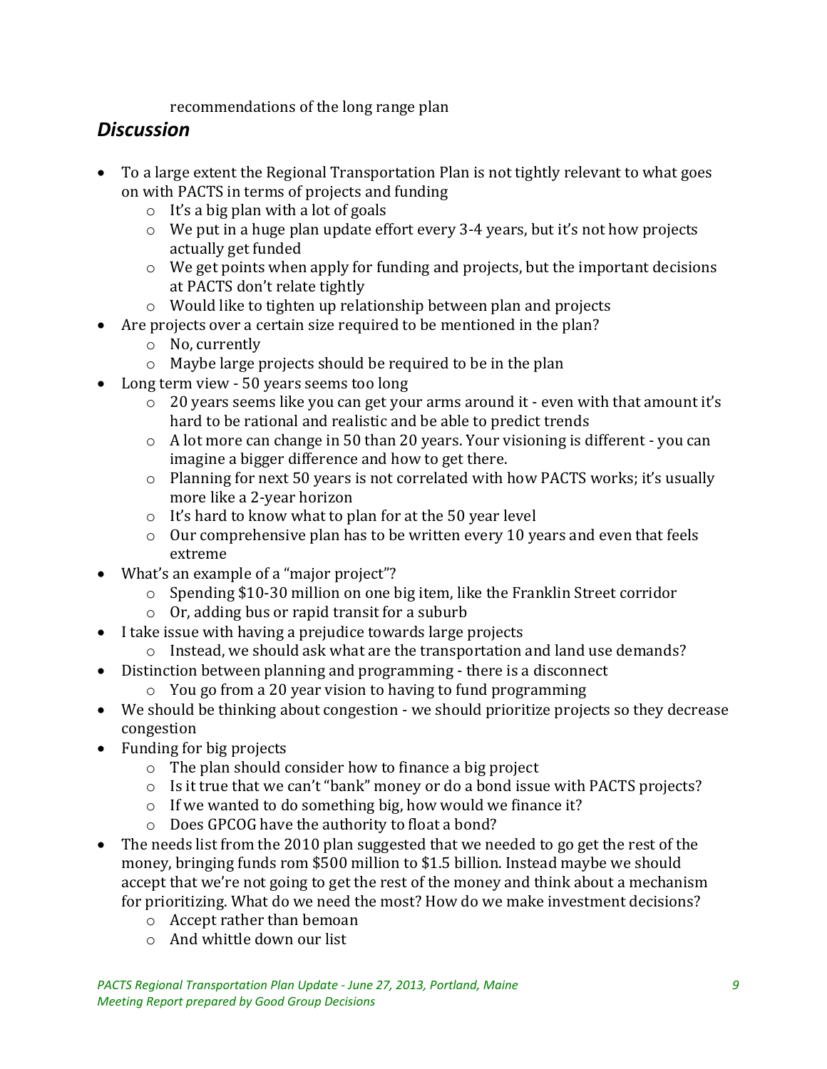recommendations of the long range plan

## *Discussion*

- To a large extent the Regional Transportation Plan is not tightly relevant to what goes on with PACTS in terms of projects and funding
    - It's a big plan with a lot of goals
    - We put in a huge plan update effort every 3-4 years, but it's not how projects actually get funded
    - We get points when apply for funding and projects, but the important decisions at PACTS don't relate tightly
    - Would like to tighten up relationship between plan and projects
- Are projects over a certain size required to be mentioned in the plan?
    - No, currently
    - Maybe large projects should be required to be in the plan
- Long term view - 50 years seems too long
    - 20 years seems like you can get your arms around it - even with that amount it's hard to be rational and realistic and be able to predict trends
    - A lot more can change in 50 than 20 years. Your visioning is different - you can imagine a bigger difference and how to get there.
    - Planning for next 50 years is not correlated with how PACTS works; it's usually more like a 2-year horizon
    - It's hard to know what to plan for at the 50 year level
    - Our comprehensive plan has to be written every 10 years and even that feels extreme
- What's an example of a "major project"?
    - Spending $10-30 million on one big item, like the Franklin Street corridor
    - Or, adding bus or rapid transit for a suburb
- I take issue with having a prejudice towards large projects
    - Instead, we should ask what are the transportation and land use demands?
- Distinction between planning and programming - there is a disconnect
    - You go from a 20 year vision to having to fund programming
- We should be thinking about congestion - we should prioritize projects so they decrease congestion
- Funding for big projects
    - The plan should consider how to finance a big project
    - Is it true that we can't "bank" money or do a bond issue with PACTS projects?
    - If we wanted to do something big, how would we finance it?
    - Does GPCOG have the authority to float a bond?
- The needs list from the 2010 plan suggested that we needed to go get the rest of the money, bringing funds rom $500 million to $1.5 billion. Instead maybe we should accept that we're not going to get the rest of the money and think about a mechanism for prioritizing. What do we need the most? How do we make investment decisions?
    - Accept rather than bemoan
    - And whittle down our list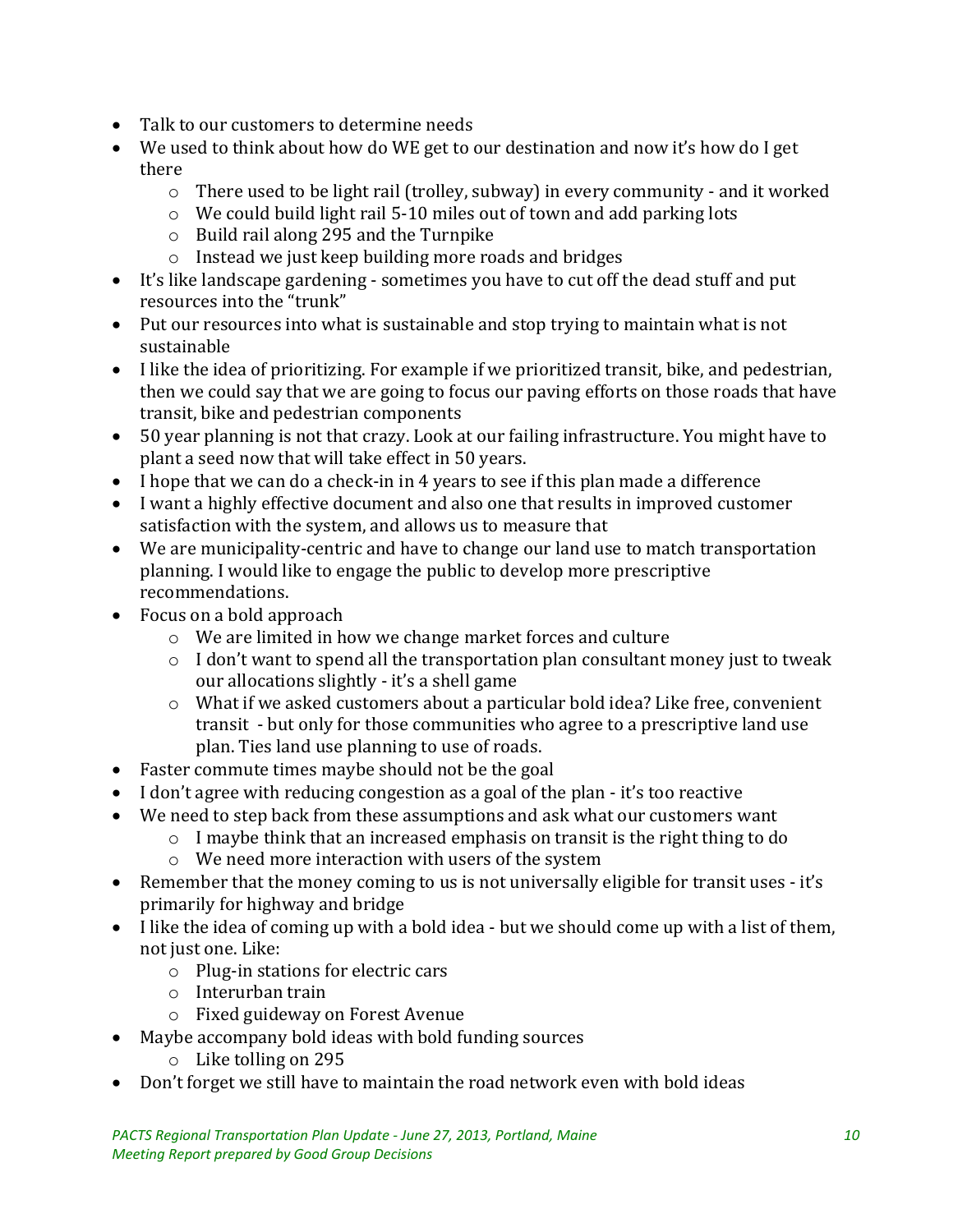- Talk to our customers to determine needs
- We used to think about how do WE get to our destination and now it's how do I get there
    - There used to be light rail (trolley, subway) in every community - and it worked
    - We could build light rail 5-10 miles out of town and add parking lots
    - Build rail along 295 and the Turnpike
    - Instead we just keep building more roads and bridges
- It's like landscape gardening - sometimes you have to cut off the dead stuff and put resources into the "trunk"
- Put our resources into what is sustainable and stop trying to maintain what is not sustainable
- I like the idea of prioritizing. For example if we prioritized transit, bike, and pedestrian, then we could say that we are going to focus our paving efforts on those roads that have transit, bike and pedestrian components
- 50 year planning is not that crazy. Look at our failing infrastructure. You might have to plant a seed now that will take effect in 50 years.
- I hope that we can do a check-in in 4 years to see if this plan made a difference
- I want a highly effective document and also one that results in improved customer satisfaction with the system, and allows us to measure that
- We are municipality-centric and have to change our land use to match transportation planning. I would like to engage the public to develop more prescriptive recommendations.
- Focus on a bold approach
    - We are limited in how we change market forces and culture
    - I don't want to spend all the transportation plan consultant money just to tweak our allocations slightly - it's a shell game
    - What if we asked customers about a particular bold idea? Like free, convenient transit - but only for those communities who agree to a prescriptive land use plan. Ties land use planning to use of roads.
- Faster commute times maybe should not be the goal
- I don't agree with reducing congestion as a goal of the plan - it's too reactive
- We need to step back from these assumptions and ask what our customers want
    - I maybe think that an increased emphasis on transit is the right thing to do
    - We need more interaction with users of the system
- Remember that the money coming to us is not universally eligible for transit uses - it's primarily for highway and bridge
- I like the idea of coming up with a bold idea - but we should come up with a list of them, not just one. Like:
    - Plug-in stations for electric cars
    - Interurban train
    - Fixed guideway on Forest Avenue
- Maybe accompany bold ideas with bold funding sources
    - Like tolling on 295
- Don't forget we still have to maintain the road network even with bold ideas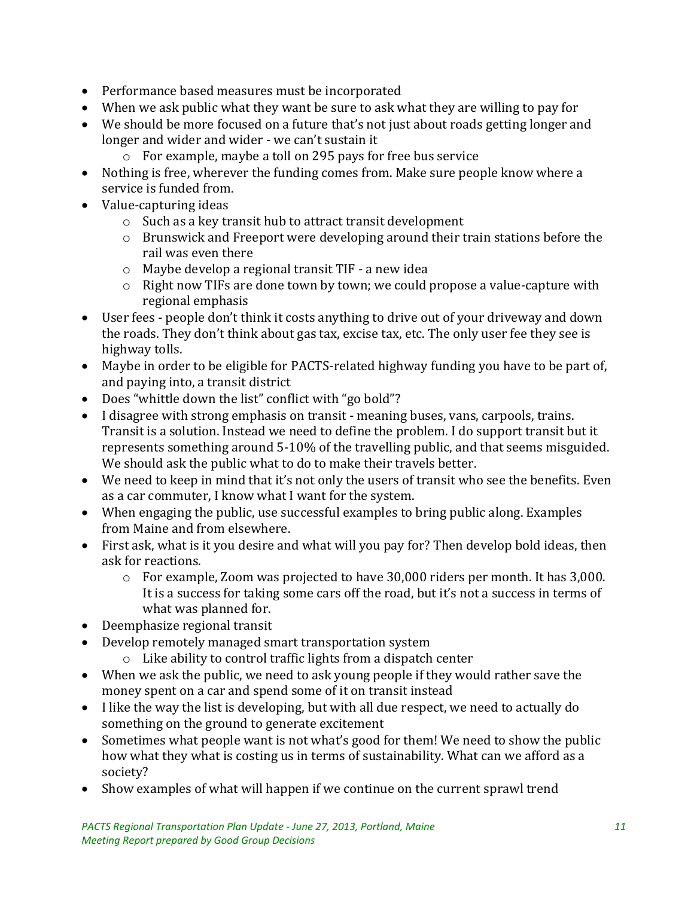- Performance based measures must be incorporated
- When we ask public what they want be sure to ask what they are willing to pay for
- We should be more focused on a future that's not just about roads getting longer and longer and wider and wider - we can't sustain it
    - For example, maybe a toll on 295 pays for free bus service
- Nothing is free, wherever the funding comes from. Make sure people know where a service is funded from.
- Value-capturing ideas
    - Such as a key transit hub to attract transit development
    - Brunswick and Freeport were developing around their train stations before the rail was even there
    - Maybe develop a regional transit TIF - a new idea
    - Right now TIFs are done town by town; we could propose a value-capture with regional emphasis
- User fees - people don't think it costs anything to drive out of your driveway and down the roads. They don't think about gas tax, excise tax, etc. The only user fee they see is highway tolls.
- Maybe in order to be eligible for PACTS-related highway funding you have to be part of, and paying into, a transit district
- Does "whittle down the list" conflict with "go bold"?
- I disagree with strong emphasis on transit - meaning buses, vans, carpools, trains. Transit is a solution. Instead we need to define the problem. I do support transit but it represents something around 5-10% of the travelling public, and that seems misguided. We should ask the public what to do to make their travels better.
- We need to keep in mind that it's not only the users of transit who see the benefits. Even as a car commuter, I know what I want for the system.
- When engaging the public, use successful examples to bring public along. Examples from Maine and from elsewhere.
- First ask, what is it you desire and what will you pay for? Then develop bold ideas, then ask for reactions.
    - For example, Zoom was projected to have 30,000 riders per month. It has 3,000. It is a success for taking some cars off the road, but it's not a success in terms of what was planned for.
- Deemphasize regional transit
- Develop remotely managed smart transportation system
    - Like ability to control traffic lights from a dispatch center
- When we ask the public, we need to ask young people if they would rather save the money spent on a car and spend some of it on transit instead
- I like the way the list is developing, but with all due respect, we need to actually do something on the ground to generate excitement
- Sometimes what people want is not what's good for them! We need to show the public how what they what is costing us in terms of sustainability. What can we afford as a society?
- Show examples of what will happen if we continue on the current sprawl trend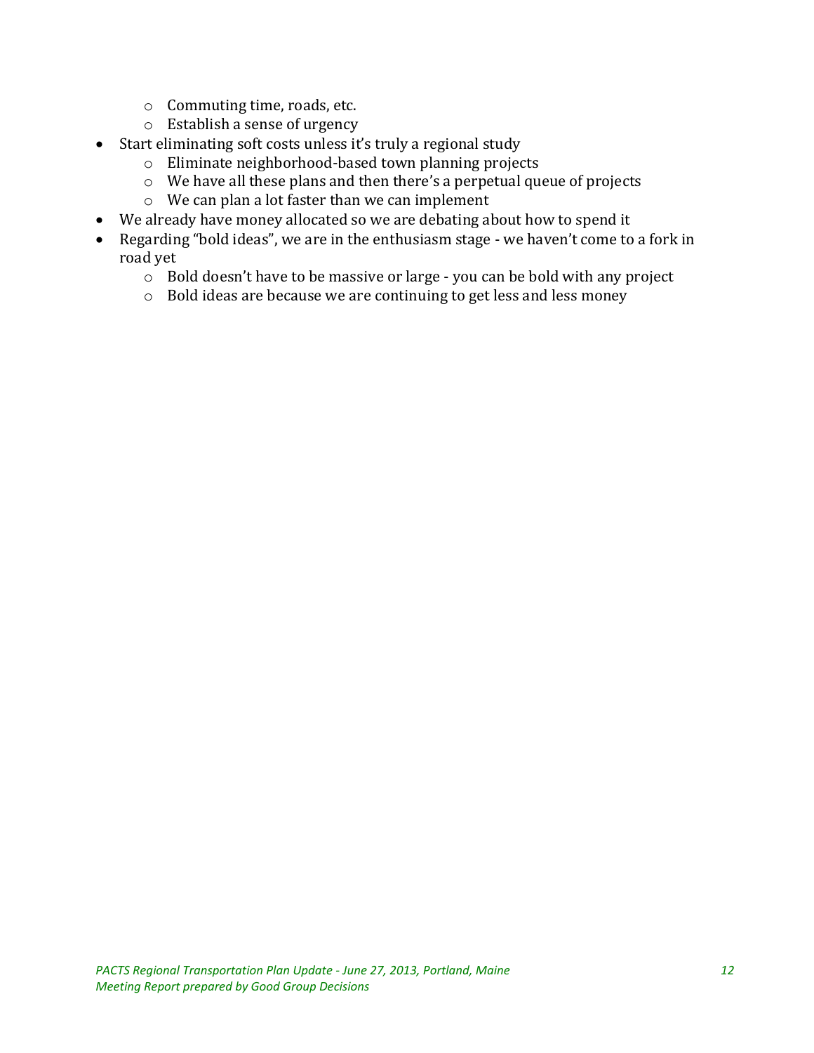- Commuting time, roads, etc.
  - Establish a sense of urgency
- Start eliminating soft costs unless it's truly a regional study
  - Eliminate neighborhood-based town planning projects
  - We have all these plans and then there's a perpetual queue of projects
  - We can plan a lot faster than we can implement
- We already have money allocated so we are debating about how to spend it
- Regarding "bold ideas", we are in the enthusiasm stage - we haven't come to a fork in road yet
  - Bold doesn't have to be massive or large - you can be bold with any project
  - Bold ideas are because we are continuing to get less and less money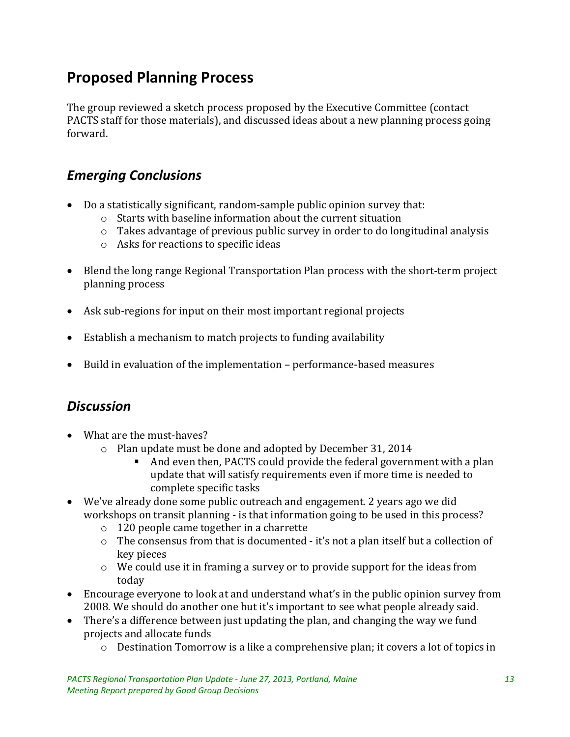## Proposed Planning Process

The group reviewed a sketch process proposed by the Executive Committee (contact PACTS staff for those materials), and discussed ideas about a new planning process going forward.

### *Emerging Conclusions*

- Do a statistically significant, random-sample public opinion survey that:
    - Starts with baseline information about the current situation
    - Takes advantage of previous public survey in order to do longitudinal analysis
    - Asks for reactions to specific ideas
- Blend the long range Regional Transportation Plan process with the short-term project planning process
- Ask sub-regions for input on their most important regional projects
- Establish a mechanism to match projects to funding availability
- Build in evaluation of the implementation – performance-based measures

### *Discussion*

- What are the must-haves?
    - Plan update must be done and adopted by December 31, 2014
        - And even then, PACTS could provide the federal government with a plan update that will satisfy requirements even if more time is needed to complete specific tasks
- We've already done some public outreach and engagement. 2 years ago we did workshops on transit planning - is that information going to be used in this process?
    - 120 people came together in a charrette
    - The consensus from that is documented - it's not a plan itself but a collection of key pieces
    - We could use it in framing a survey or to provide support for the ideas from today
- Encourage everyone to look at and understand what's in the public opinion survey from 2008. We should do another one but it's important to see what people already said.
- There's a difference between just updating the plan, and changing the way we fund projects and allocate funds
    - Destination Tomorrow is a like a comprehensive plan; it covers a lot of topics in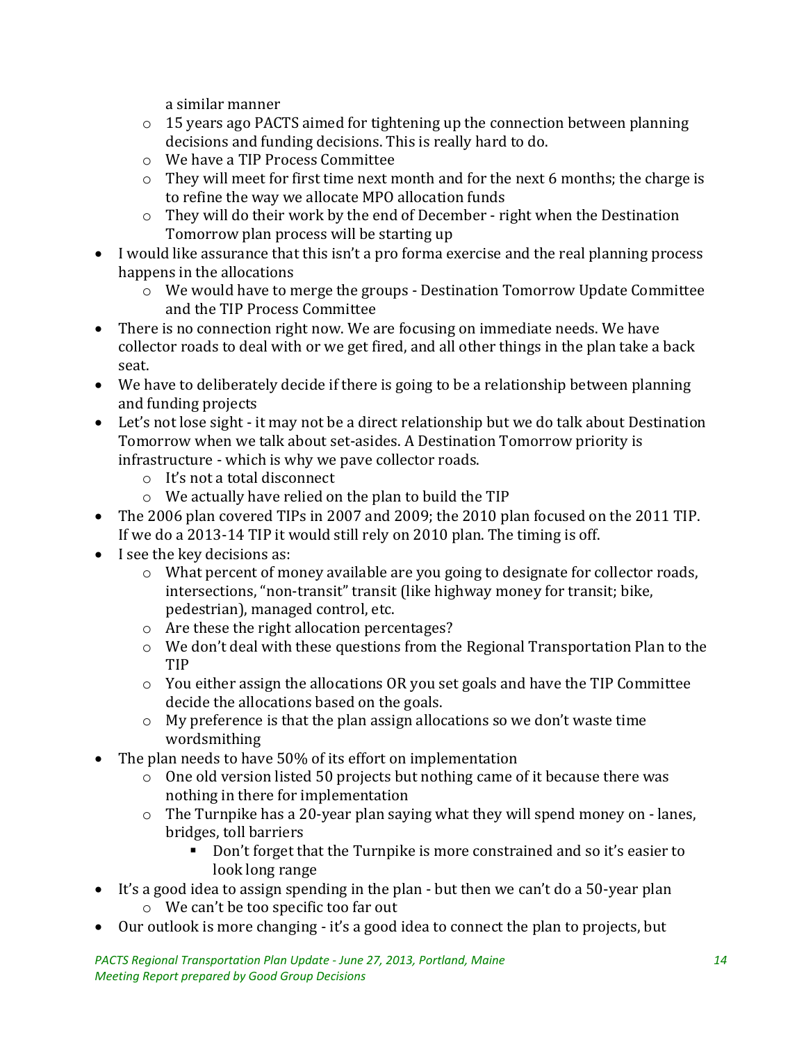a similar manner
  - 15 years ago PACTS aimed for tightening up the connection between planning decisions and funding decisions. This is really hard to do.
  - We have a TIP Process Committee
  - They will meet for first time next month and for the next 6 months; the charge is to refine the way we allocate MPO allocation funds
  - They will do their work by the end of December - right when the Destination Tomorrow plan process will be starting up
- I would like assurance that this isn't a pro forma exercise and the real planning process happens in the allocations
  - We would have to merge the groups - Destination Tomorrow Update Committee and the TIP Process Committee
- There is no connection right now. We are focusing on immediate needs. We have collector roads to deal with or we get fired, and all other things in the plan take a back seat.
- We have to deliberately decide if there is going to be a relationship between planning and funding projects
- Let's not lose sight - it may not be a direct relationship but we do talk about Destination Tomorrow when we talk about set-asides. A Destination Tomorrow priority is infrastructure - which is why we pave collector roads.
  - It's not a total disconnect
  - We actually have relied on the plan to build the TIP
- The 2006 plan covered TIPs in 2007 and 2009; the 2010 plan focused on the 2011 TIP. If we do a 2013-14 TIP it would still rely on 2010 plan. The timing is off.
- I see the key decisions as:
  - What percent of money available are you going to designate for collector roads, intersections, "non-transit" transit (like highway money for transit; bike, pedestrian), managed control, etc.
  - Are these the right allocation percentages?
  - We don't deal with these questions from the Regional Transportation Plan to the TIP
  - You either assign the allocations OR you set goals and have the TIP Committee decide the allocations based on the goals.
  - My preference is that the plan assign allocations so we don't waste time wordsmithing
- The plan needs to have 50% of its effort on implementation
  - One old version listed 50 projects but nothing came of it because there was nothing in there for implementation
  - The Turnpike has a 20-year plan saying what they will spend money on - lanes, bridges, toll barriers
    - Don't forget that the Turnpike is more constrained and so it's easier to look long range
- It's a good idea to assign spending in the plan - but then we can't do a 50-year plan
  - We can't be too specific too far out
- Our outlook is more changing - it's a good idea to connect the plan to projects, but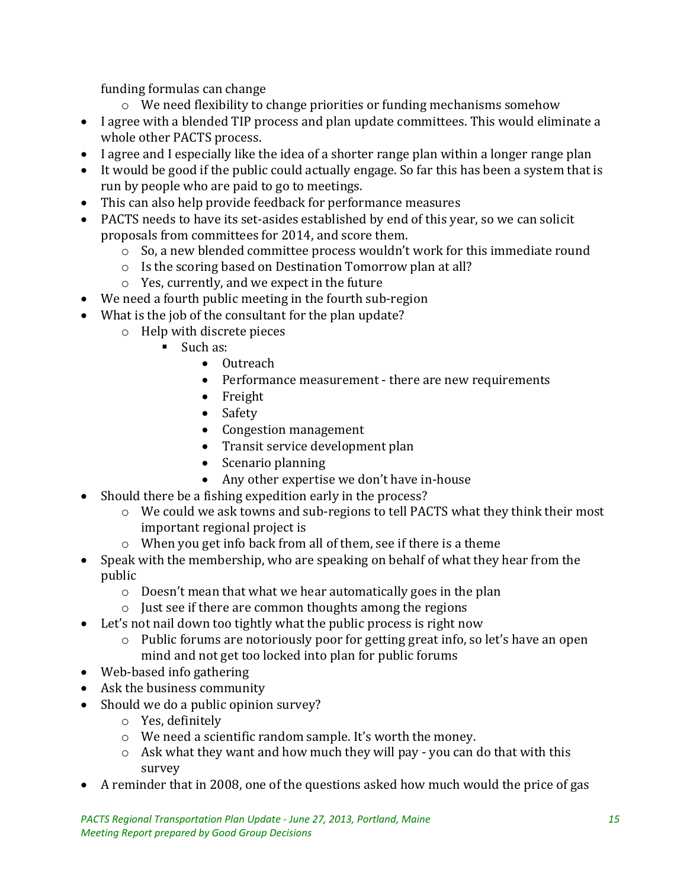funding formulas can change

  - We need flexibility to change priorities or funding mechanisms somehow
- I agree with a blended TIP process and plan update committees. This would eliminate a whole other PACTS process.
- I agree and I especially like the idea of a shorter range plan within a longer range plan
- It would be good if the public could actually engage. So far this has been a system that is run by people who are paid to go to meetings.
- This can also help provide feedback for performance measures
- PACTS needs to have its set-asides established by end of this year, so we can solicit proposals from committees for 2014, and score them.
  - So, a new blended committee process wouldn't work for this immediate round
  - Is the scoring based on Destination Tomorrow plan at all?
  - Yes, currently, and we expect in the future
- We need a fourth public meeting in the fourth sub-region
- What is the job of the consultant for the plan update?
  - Help with discrete pieces
    - Such as:
      - Outreach
      - Performance measurement - there are new requirements
      - Freight
      - Safety
      - Congestion management
      - Transit service development plan
      - Scenario planning
      - Any other expertise we don't have in-house
- Should there be a fishing expedition early in the process?
  - We could we ask towns and sub-regions to tell PACTS what they think their most important regional project is
  - When you get info back from all of them, see if there is a theme
- Speak with the membership, who are speaking on behalf of what they hear from the public
  - Doesn't mean that what we hear automatically goes in the plan
  - Just see if there are common thoughts among the regions
- Let's not nail down too tightly what the public process is right now
  - Public forums are notoriously poor for getting great info, so let's have an open mind and not get too locked into plan for public forums
- Web-based info gathering
- Ask the business community
- Should we do a public opinion survey?
  - Yes, definitely
  - We need a scientific random sample. It's worth the money.
  - Ask what they want and how much they will pay - you can do that with this survey
- A reminder that in 2008, one of the questions asked how much would the price of gas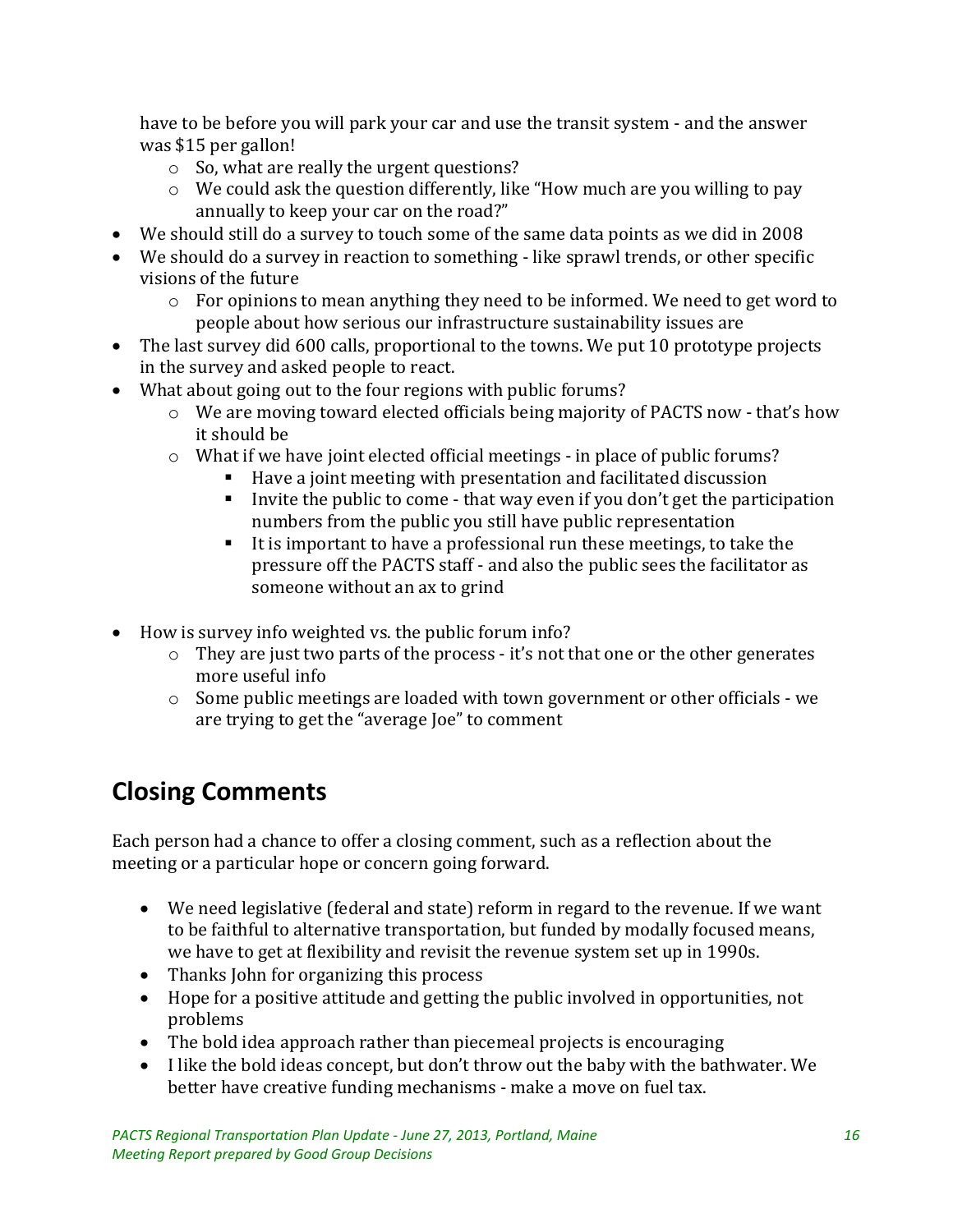have to be before you will park your car and use the transit system - and the answer was $15 per gallon!
    - So, what are really the urgent questions?
    - We could ask the question differently, like "How much are you willing to pay annually to keep your car on the road?"
- We should still do a survey to touch some of the same data points as we did in 2008
- We should do a survey in reaction to something - like sprawl trends, or other specific visions of the future
    - For opinions to mean anything they need to be informed. We need to get word to people about how serious our infrastructure sustainability issues are
- The last survey did 600 calls, proportional to the towns. We put 10 prototype projects in the survey and asked people to react.
- What about going out to the four regions with public forums?
    - We are moving toward elected officials being majority of PACTS now - that's how it should be
    - What if we have joint elected official meetings - in place of public forums?
        - Have a joint meeting with presentation and facilitated discussion
        - Invite the public to come - that way even if you don't get the participation numbers from the public you still have public representation
        - It is important to have a professional run these meetings, to take the pressure off the PACTS staff - and also the public sees the facilitator as someone without an ax to grind
- How is survey info weighted vs. the public forum info?
    - They are just two parts of the process - it's not that one or the other generates more useful info
    - Some public meetings are loaded with town government or other officials - we are trying to get the "average Joe" to comment

## Closing Comments

Each person had a chance to offer a closing comment, such as a reflection about the meeting or a particular hope or concern going forward.

- We need legislative (federal and state) reform in regard to the revenue. If we want to be faithful to alternative transportation, but funded by modally focused means, we have to get at flexibility and revisit the revenue system set up in 1990s.
- Thanks John for organizing this process
- Hope for a positive attitude and getting the public involved in opportunities, not problems
- The bold idea approach rather than piecemeal projects is encouraging
- I like the bold ideas concept, but don't throw out the baby with the bathwater. We better have creative funding mechanisms - make a move on fuel tax.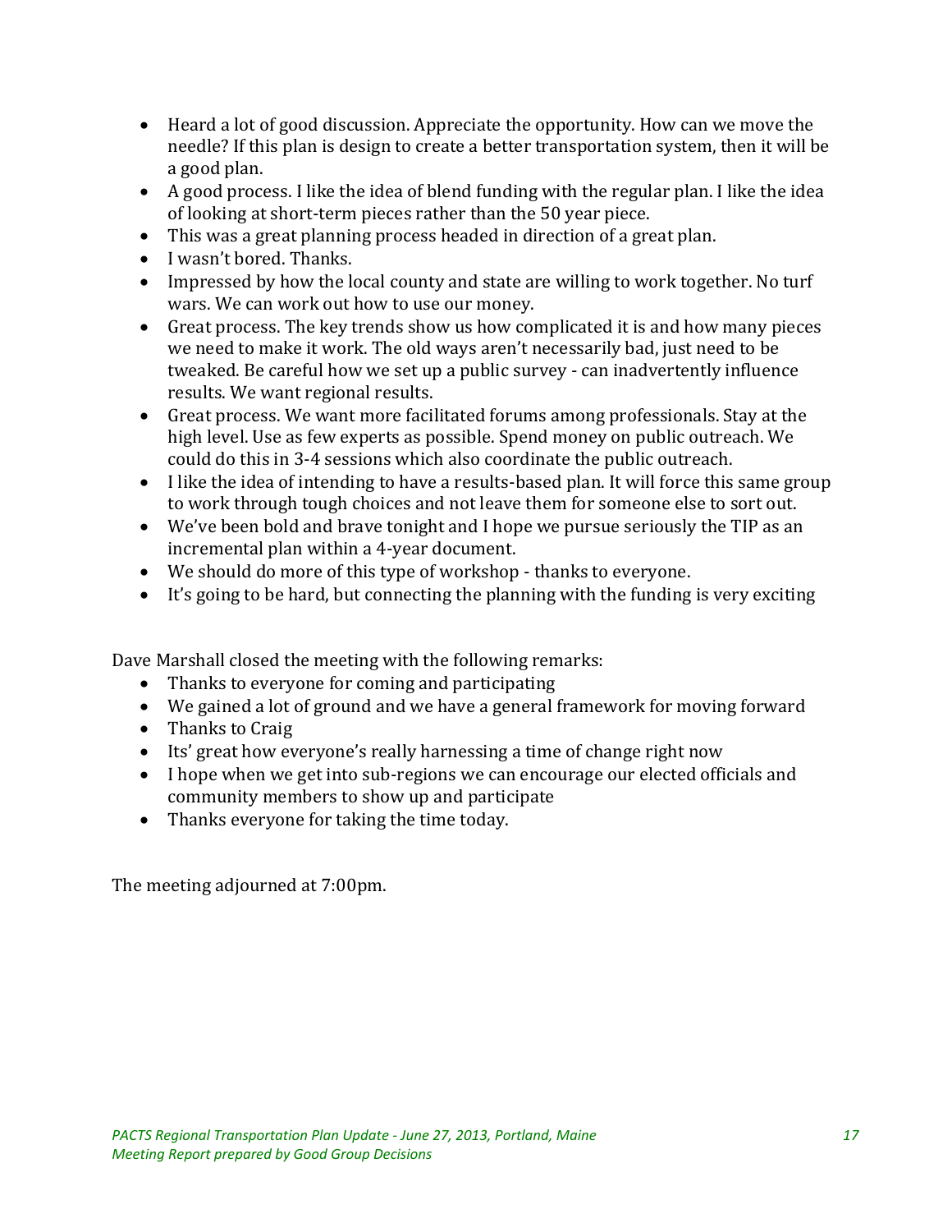- Heard a lot of good discussion. Appreciate the opportunity. How can we move the needle? If this plan is design to create a better transportation system, then it will be a good plan.
- A good process. I like the idea of blend funding with the regular plan. I like the idea of looking at short-term pieces rather than the 50 year piece.
- This was a great planning process headed in direction of a great plan.
- I wasn't bored. Thanks.
- Impressed by how the local county and state are willing to work together. No turf wars. We can work out how to use our money.
- Great process. The key trends show us how complicated it is and how many pieces we need to make it work. The old ways aren't necessarily bad, just need to be tweaked. Be careful how we set up a public survey - can inadvertently influence results. We want regional results.
- Great process. We want more facilitated forums among professionals. Stay at the high level. Use as few experts as possible. Spend money on public outreach. We could do this in 3-4 sessions which also coordinate the public outreach.
- I like the idea of intending to have a results-based plan. It will force this same group to work through tough choices and not leave them for someone else to sort out.
- We've been bold and brave tonight and I hope we pursue seriously the TIP as an incremental plan within a 4-year document.
- We should do more of this type of workshop - thanks to everyone.
- It's going to be hard, but connecting the planning with the funding is very exciting

Dave Marshall closed the meeting with the following remarks:

- Thanks to everyone for coming and participating
- We gained a lot of ground and we have a general framework for moving forward
- Thanks to Craig
- Its' great how everyone's really harnessing a time of change right now
- I hope when we get into sub-regions we can encourage our elected officials and community members to show up and participate
- Thanks everyone for taking the time today.

The meeting adjourned at 7:00pm.